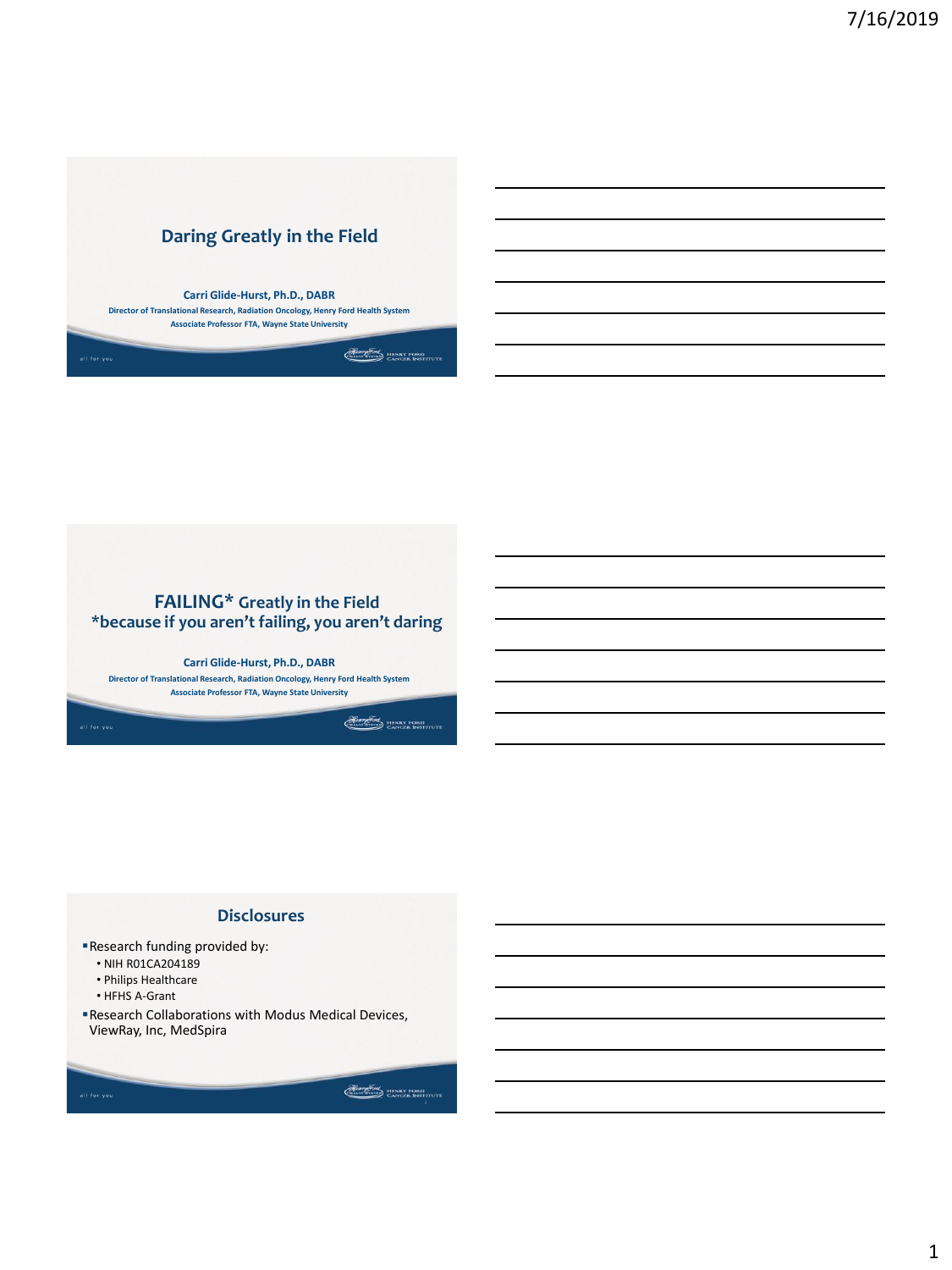# Daring Greatly in the Field

**Carri Glide-Hurst, Ph.D., DABR**

**Director of Translational Research, Radiation Oncology, Henry Ford Health System**

**Associate Professor FTA, Wayne State University**

all for you

HENRY FORD CANCER INSTITUTE

---

# FAILING* Greatly in the Field

## *because if you aren't failing, you aren't daring

**Carri Glide-Hurst, Ph.D., DABR**

**Director of Translational Research, Radiation Oncology, Henry Ford Health System**

**Associate Professor FTA, Wayne State University**

all for you

HENRY FORD CANCER INSTITUTE

---

## Disclosures

- Research funding provided by:
  - NIH R01CA204189
  - Philips Healthcare
  - HFHS A-Grant
- Research Collaborations with Modus Medical Devices, ViewRay, Inc, MedSpira

all for you

HENRY FORD CANCER INSTITUTE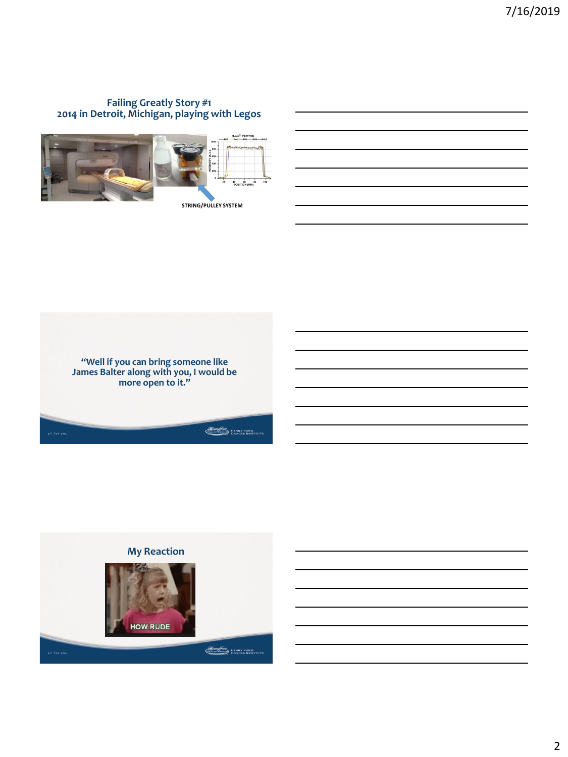## Failing Greatly Story #1
## 2014 in Detroit, Michigan, playing with Legos

STRING/PULLEY SYSTEM

---

**"Well if you can bring someone like James Balter along with you, I would be more open to it."**

---

## My Reaction

HOW RUDE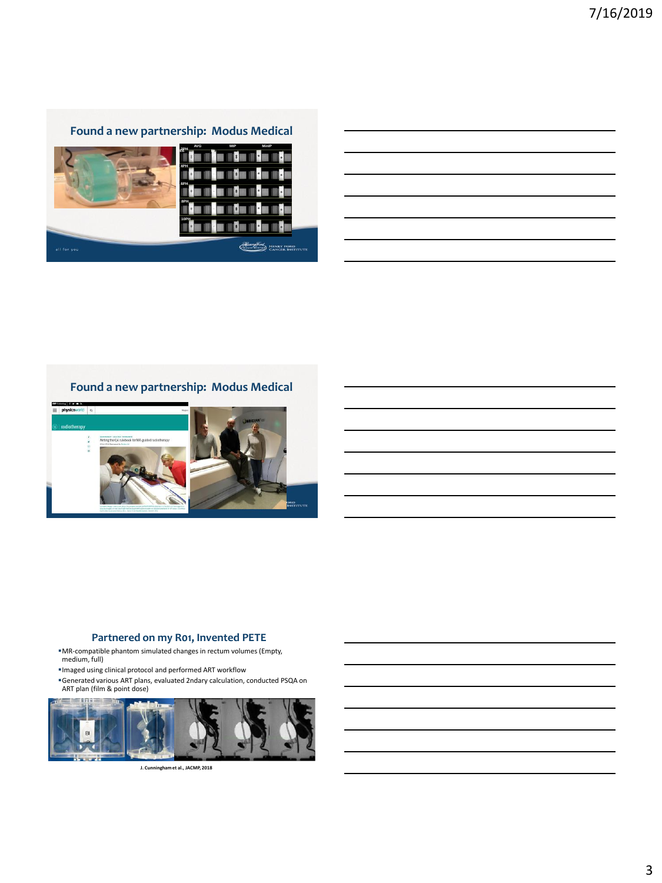## Found a new partnership: Modus Medical

## Found a new partnership: Modus Medical

## Partnered on my R01, Invented PETE

- MR-compatible phantom simulated changes in rectum volumes (Empty, medium, full)
- Imaged using clinical protocol and performed ART workflow
- Generated various ART plans, evaluated 2ndary calculation, conducted PSQA on ART plan (film & point dose)

J. Cunningham et al., JACMP, 2018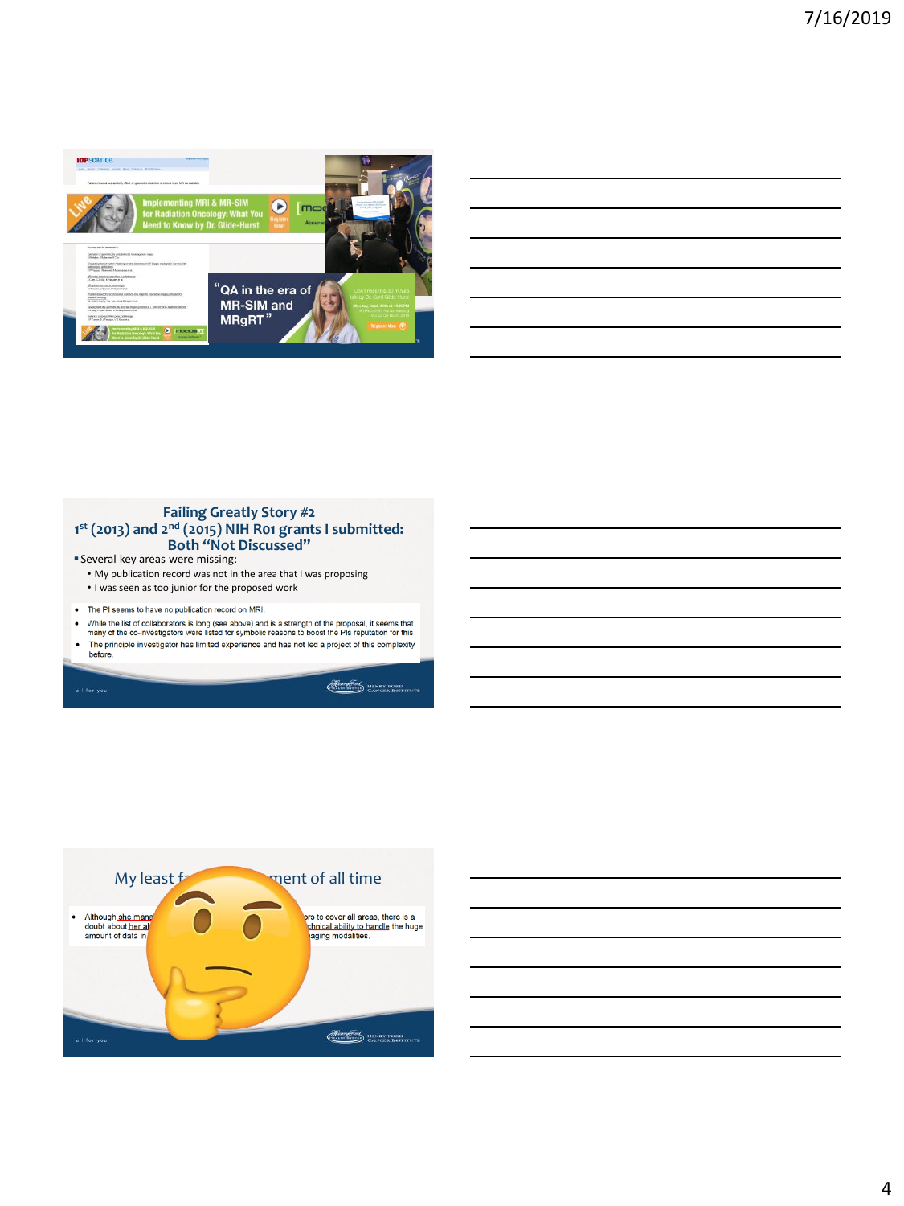Failing Greatly Story #2

1st (2013) and 2nd (2015) NIH R01 grants I submitted: Both "Not Discussed"

- Several key areas were missing:
  - My publication record was not in the area that I was proposing
  - I was seen as too junior for the proposed work

- The PI seems to have no publication record on MRI.
- While the list of collaborators is long (see above) and is a strength of the proposal, it seems that many of the co-investigators were listed for symbolic reasons to boost the PIs reputation for this
- The principle investigator has limited experience and has not led a project of this complexity before.

My least f... ment of all time

- Although she mana... ors to cover all areas, there is a doubt about her a... chnical ability to handle the huge amount of data in... aging modalities.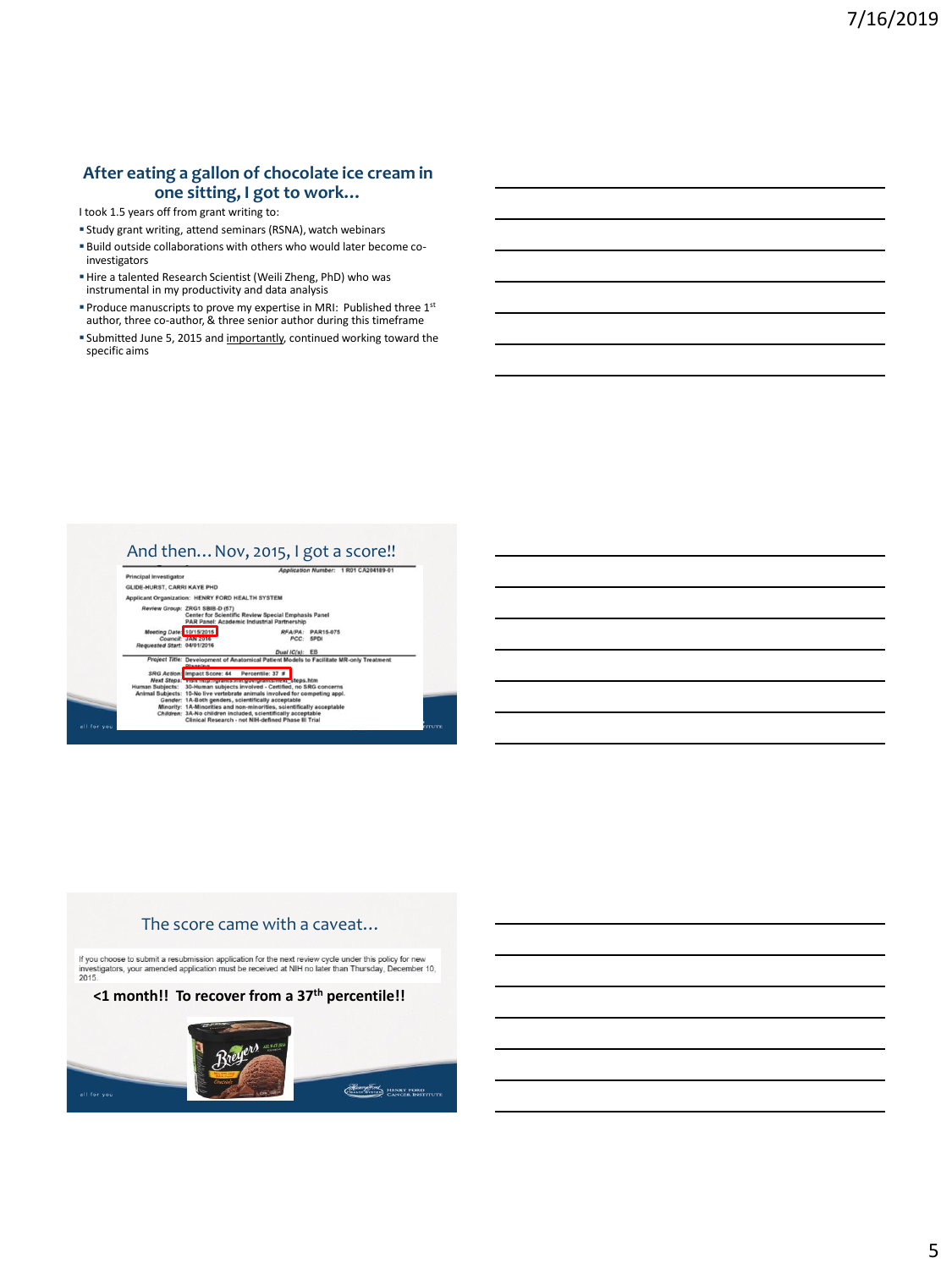## After eating a gallon of chocolate ice cream in one sitting, I got to work…

I took 1.5 years off from grant writing to:

- Study grant writing, attend seminars (RSNA), watch webinars
- Build outside collaborations with others who would later become co-investigators
- Hire a talented Research Scientist (Weili Zheng, PhD) who was instrumental in my productivity and data analysis
- Produce manuscripts to prove my expertise in MRI: Published three 1st author, three co-author, & three senior author during this timeframe
- Submitted June 5, 2015 and importantly, continued working toward the specific aims

## And then… Nov, 2015, I got a score!!

Application Number: 1 R01 CA204189-01

Principal Investigator
GLIDE-HURST, CARRI KAYE PHD

Applicant Organization: HENRY FORD HEALTH SYSTEM

Review Group: ZRG1 SBIB-D (57)
Center for Scientific Review Special Emphasis Panel
PAR Panel: Academic Industrial Partnership

Meeting Date: 10/15/2015
Council: JAN 2016
Requested Start: 04/01/2016

RFA/PA: PAR15-075
PCC: 5PDI

Dual IC(s): EB

Project Title: Development of Anatomical Patient Models to Facilitate MR-only Treatment Planning

SRG Action: Impact Score: 44 Percentile: 37 #
Next Steps: Visit http://grants.nih.gov/grants/next_steps.htm
Human Subjects: 30-Human subjects involved - Certified, no SRG concerns
Animal Subjects: 10-No live vertebrate animals involved for competing appl.
Gender: 1A-Both genders, scientifically acceptable
Minority: 1A-Minorities and non-minorities, scientifically acceptable
Children: 3A-No children included, scientifically acceptable
Clinical Research - not NIH-defined Phase III Trial

## The score came with a caveat…

If you choose to submit a resubmission application for the next review cycle under this policy for new investigators, your amended application must be received at NIH no later than Thursday, December 10, 2015.

**<1 month!! To recover from a 37th percentile!!**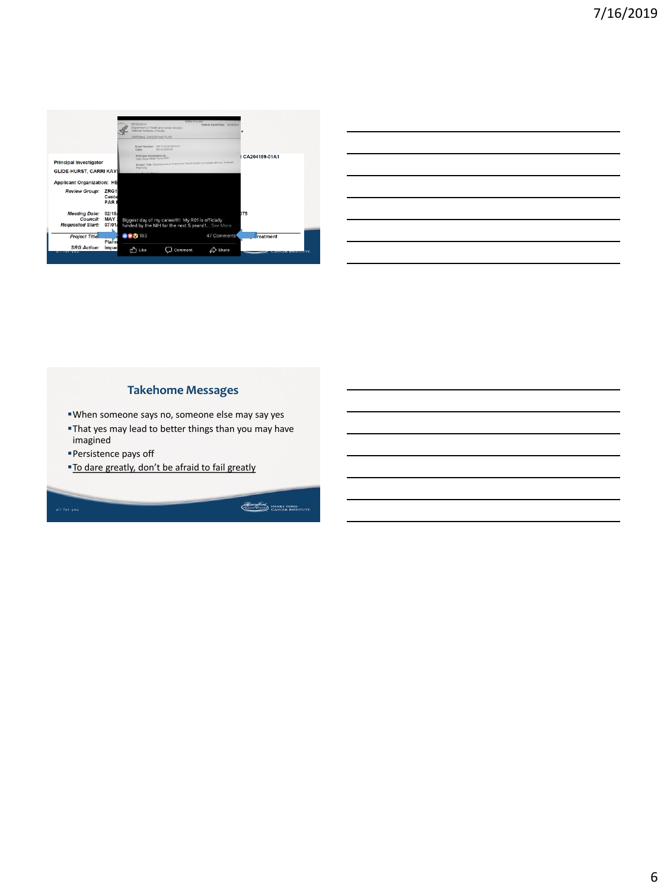Principal Investigator

GLIDE-HURST, CARRI KAY

Applicant Organization: HE

Review Group: ZRG1

Meeting Date: 02/18/

Council: MAY

Requested Start: 07/01/

Project Title:

SRG Action: Impac

CA204189-01A1

Biggest day of my career!!!! My R01 is officially funded by the NIH for the next 5 years!!... See More

183

47 Comments

Like Comment Share

## Takehome Messages

- When someone says no, someone else may say yes
- That yes may lead to better things than you may have imagined
- Persistence pays off
- To dare greatly, don't be afraid to fail greatly